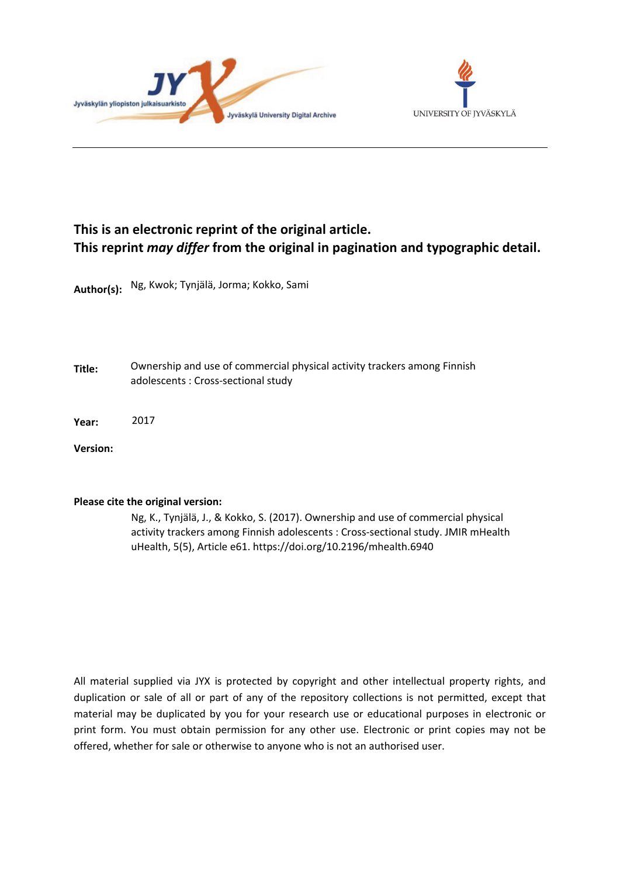**This is an electronic reprint of the original article.**
**This reprint *may differ* from the original in pagination and typographic detail.**

**Author(s):** Ng, Kwok; Tynjälä, Jorma; Kokko, Sami

**Title:** Ownership and use of commercial physical activity trackers among Finnish adolescents : Cross-sectional study

**Year:** 2017

**Version:**

**Please cite the original version:**

Ng, K., Tynjälä, J., & Kokko, S. (2017). Ownership and use of commercial physical activity trackers among Finnish adolescents : Cross-sectional study. JMIR mHealth uHealth, 5(5), Article e61. https://doi.org/10.2196/mhealth.6940

All material supplied via JYX is protected by copyright and other intellectual property rights, and duplication or sale of all or part of any of the repository collections is not permitted, except that material may be duplicated by you for your research use or educational purposes in electronic or print form. You must obtain permission for any other use. Electronic or print copies may not be offered, whether for sale or otherwise to anyone who is not an authorised user.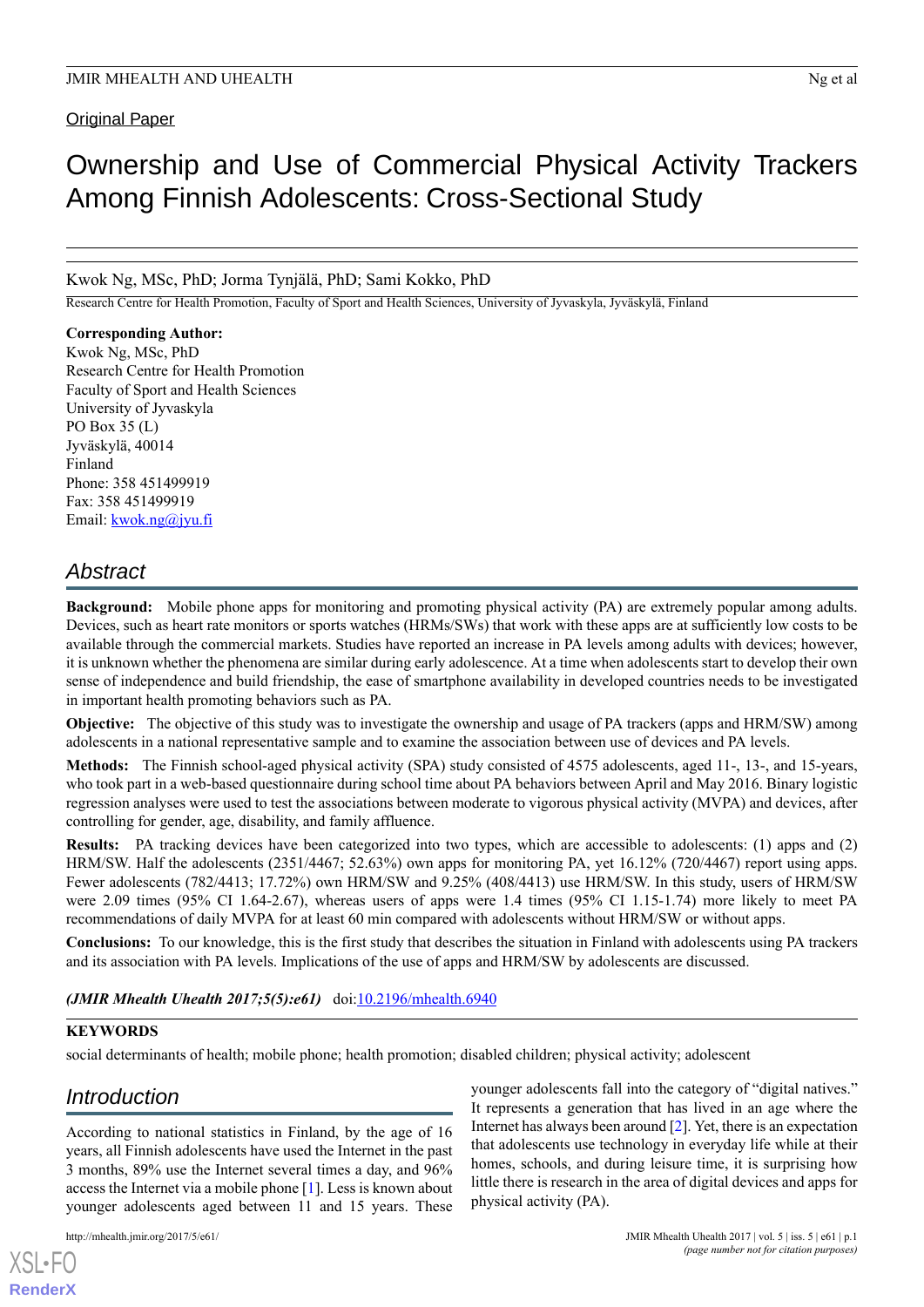Original Paper

# Ownership and Use of Commercial Physical Activity Trackers Among Finnish Adolescents: Cross-Sectional Study

Kwok Ng, MSc, PhD; Jorma Tynjälä, PhD; Sami Kokko, PhD

Research Centre for Health Promotion, Faculty of Sport and Health Sciences, University of Jyvaskyla, Jyväskylä, Finland

**Corresponding Author:**
Kwok Ng, MSc, PhD
Research Centre for Health Promotion
Faculty of Sport and Health Sciences
University of Jyvaskyla
PO Box 35 (L)
Jyväskylä, 40014
Finland
Phone: 358 451499919
Fax: 358 451499919
Email: kwok.ng@jyu.fi

## Abstract

**Background:** Mobile phone apps for monitoring and promoting physical activity (PA) are extremely popular among adults. Devices, such as heart rate monitors or sports watches (HRMs/SWs) that work with these apps are at sufficiently low costs to be available through the commercial markets. Studies have reported an increase in PA levels among adults with devices; however, it is unknown whether the phenomena are similar during early adolescence. At a time when adolescents start to develop their own sense of independence and build friendship, the ease of smartphone availability in developed countries needs to be investigated in important health promoting behaviors such as PA.

**Objective:** The objective of this study was to investigate the ownership and usage of PA trackers (apps and HRM/SW) among adolescents in a national representative sample and to examine the association between use of devices and PA levels.

**Methods:** The Finnish school-aged physical activity (SPA) study consisted of 4575 adolescents, aged 11-, 13-, and 15-years, who took part in a web-based questionnaire during school time about PA behaviors between April and May 2016. Binary logistic regression analyses were used to test the associations between moderate to vigorous physical activity (MVPA) and devices, after controlling for gender, age, disability, and family affluence.

**Results:** PA tracking devices have been categorized into two types, which are accessible to adolescents: (1) apps and (2) HRM/SW. Half the adolescents (2351/4467; 52.63%) own apps for monitoring PA, yet 16.12% (720/4467) report using apps. Fewer adolescents (782/4413; 17.72%) own HRM/SW and 9.25% (408/4413) use HRM/SW. In this study, users of HRM/SW were 2.09 times (95% CI 1.64-2.67), whereas users of apps were 1.4 times (95% CI 1.15-1.74) more likely to meet PA recommendations of daily MVPA for at least 60 min compared with adolescents without HRM/SW or without apps.

**Conclusions:** To our knowledge, this is the first study that describes the situation in Finland with adolescents using PA trackers and its association with PA levels. Implications of the use of apps and HRM/SW by adolescents are discussed.

***(JMIR Mhealth Uhealth 2017;5(5):e61)*** doi:10.2196/mhealth.6940

**KEYWORDS**

social determinants of health; mobile phone; health promotion; disabled children; physical activity; adolescent

## Introduction

According to national statistics in Finland, by the age of 16 years, all Finnish adolescents have used the Internet in the past 3 months, 89% use the Internet several times a day, and 96% access the Internet via a mobile phone [1]. Less is known about younger adolescents aged between 11 and 15 years. These younger adolescents fall into the category of "digital natives." It represents a generation that has lived in an age where the Internet has always been around [2]. Yet, there is an expectation that adolescents use technology in everyday life while at their homes, schools, and during leisure time, it is surprising how little there is research in the area of digital devices and apps for physical activity (PA).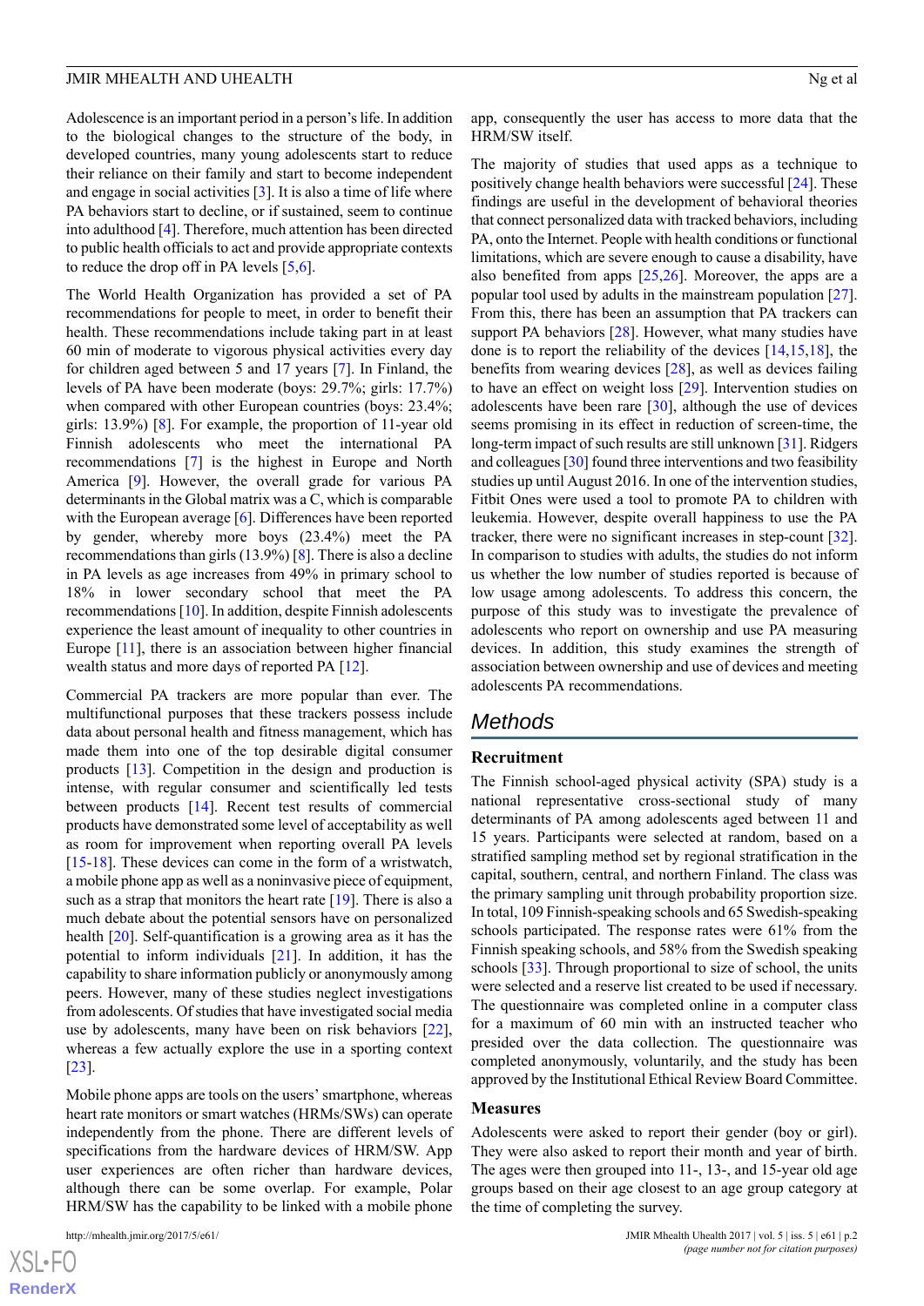Adolescence is an important period in a person's life. In addition to the biological changes to the structure of the body, in developed countries, many young adolescents start to reduce their reliance on their family and start to become independent and engage in social activities [3]. It is also a time of life where PA behaviors start to decline, or if sustained, seem to continue into adulthood [4]. Therefore, much attention has been directed to public health officials to act and provide appropriate contexts to reduce the drop off in PA levels [5,6].

The World Health Organization has provided a set of PA recommendations for people to meet, in order to benefit their health. These recommendations include taking part in at least 60 min of moderate to vigorous physical activities every day for children aged between 5 and 17 years [7]. In Finland, the levels of PA have been moderate (boys: 29.7%; girls: 17.7%) when compared with other European countries (boys: 23.4%; girls: 13.9%) [8]. For example, the proportion of 11-year old Finnish adolescents who meet the international PA recommendations [7] is the highest in Europe and North America [9]. However, the overall grade for various PA determinants in the Global matrix was a C, which is comparable with the European average [6]. Differences have been reported by gender, whereby more boys (23.4%) meet the PA recommendations than girls (13.9%) [8]. There is also a decline in PA levels as age increases from 49% in primary school to 18% in lower secondary school that meet the PA recommendations [10]. In addition, despite Finnish adolescents experience the least amount of inequality to other countries in Europe [11], there is an association between higher financial wealth status and more days of reported PA [12].

Commercial PA trackers are more popular than ever. The multifunctional purposes that these trackers possess include data about personal health and fitness management, which has made them into one of the top desirable digital consumer products [13]. Competition in the design and production is intense, with regular consumer and scientifically led tests between products [14]. Recent test results of commercial products have demonstrated some level of acceptability as well as room for improvement when reporting overall PA levels [15-18]. These devices can come in the form of a wristwatch, a mobile phone app as well as a noninvasive piece of equipment, such as a strap that monitors the heart rate [19]. There is also a much debate about the potential sensors have on personalized health [20]. Self-quantification is a growing area as it has the potential to inform individuals [21]. In addition, it has the capability to share information publicly or anonymously among peers. However, many of these studies neglect investigations from adolescents. Of studies that have investigated social media use by adolescents, many have been on risk behaviors [22], whereas a few actually explore the use in a sporting context [23].

Mobile phone apps are tools on the users' smartphone, whereas heart rate monitors or smart watches (HRMs/SWs) can operate independently from the phone. There are different levels of specifications from the hardware devices of HRM/SW. App user experiences are often richer than hardware devices, although there can be some overlap. For example, Polar HRM/SW has the capability to be linked with a mobile phone app, consequently the user has access to more data that the HRM/SW itself.

The majority of studies that used apps as a technique to positively change health behaviors were successful [24]. These findings are useful in the development of behavioral theories that connect personalized data with tracked behaviors, including PA, onto the Internet. People with health conditions or functional limitations, which are severe enough to cause a disability, have also benefited from apps [25,26]. Moreover, the apps are a popular tool used by adults in the mainstream population [27]. From this, there has been an assumption that PA trackers can support PA behaviors [28]. However, what many studies have done is to report the reliability of the devices [14,15,18], the benefits from wearing devices [28], as well as devices failing to have an effect on weight loss [29]. Intervention studies on adolescents have been rare [30], although the use of devices seems promising in its effect in reduction of screen-time, the long-term impact of such results are still unknown [31]. Ridgers and colleagues [30] found three interventions and two feasibility studies up until August 2016. In one of the intervention studies, Fitbit Ones were used a tool to promote PA to children with leukemia. However, despite overall happiness to use the PA tracker, there were no significant increases in step-count [32]. In comparison to studies with adults, the studies do not inform us whether the low number of studies reported is because of low usage among adolescents. To address this concern, the purpose of this study was to investigate the prevalence of adolescents who report on ownership and use PA measuring devices. In addition, this study examines the strength of association between ownership and use of devices and meeting adolescents PA recommendations.

## Methods

### Recruitment

The Finnish school-aged physical activity (SPA) study is a national representative cross-sectional study of many determinants of PA among adolescents aged between 11 and 15 years. Participants were selected at random, based on a stratified sampling method set by regional stratification in the capital, southern, central, and northern Finland. The class was the primary sampling unit through probability proportion size. In total, 109 Finnish-speaking schools and 65 Swedish-speaking schools participated. The response rates were 61% from the Finnish speaking schools, and 58% from the Swedish speaking schools [33]. Through proportional to size of school, the units were selected and a reserve list created to be used if necessary. The questionnaire was completed online in a computer class for a maximum of 60 min with an instructed teacher who presided over the data collection. The questionnaire was completed anonymously, voluntarily, and the study has been approved by the Institutional Ethical Review Board Committee.

### Measures

Adolescents were asked to report their gender (boy or girl). They were also asked to report their month and year of birth. The ages were then grouped into 11-, 13-, and 15-year old age groups based on their age closest to an age group category at the time of completing the survey.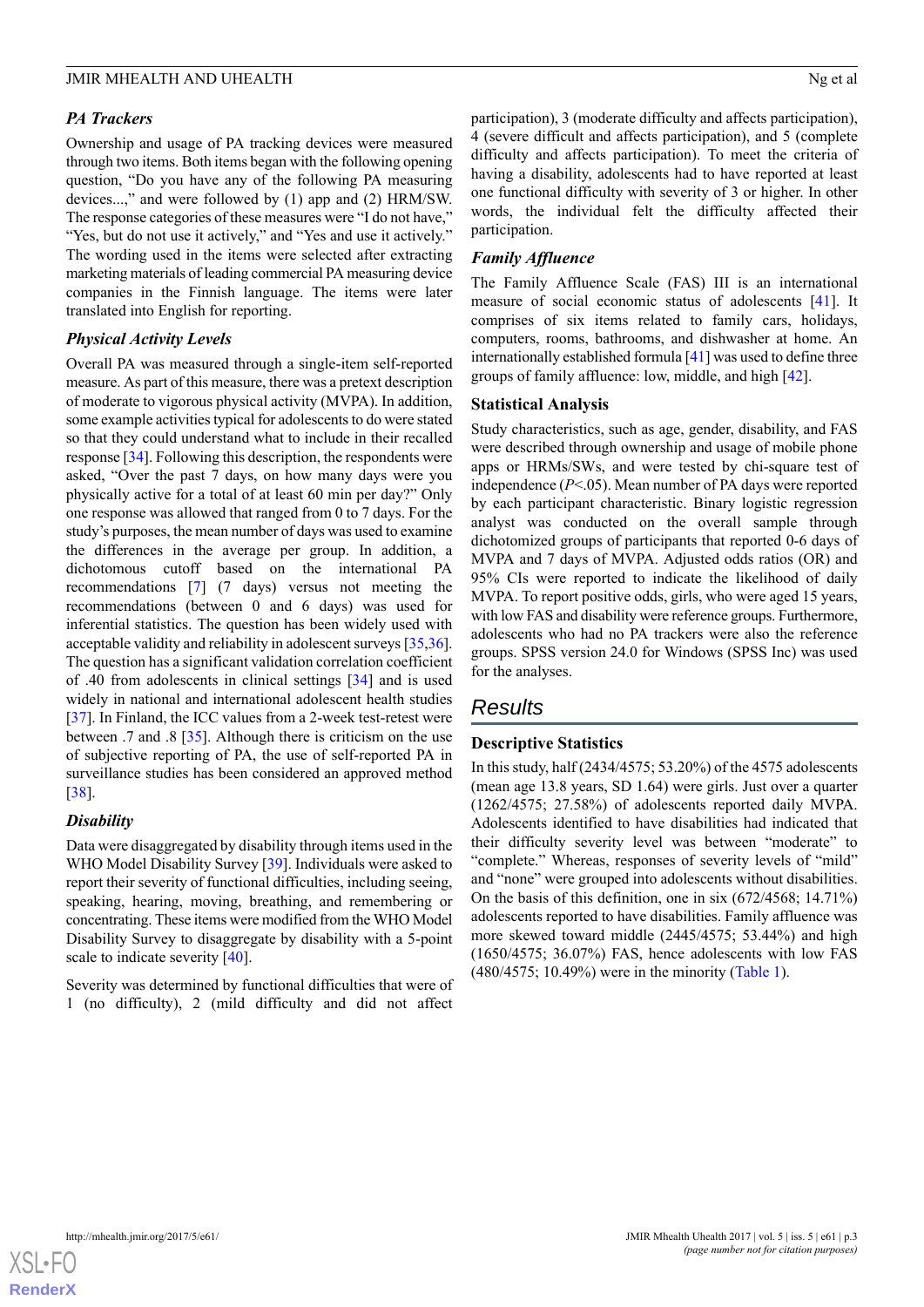### PA Trackers

Ownership and usage of PA tracking devices were measured through two items. Both items began with the following opening question, "Do you have any of the following PA measuring devices...," and were followed by (1) app and (2) HRM/SW. The response categories of these measures were "I do not have," "Yes, but do not use it actively," and "Yes and use it actively." The wording used in the items were selected after extracting marketing materials of leading commercial PA measuring device companies in the Finnish language. The items were later translated into English for reporting.

### Physical Activity Levels

Overall PA was measured through a single-item self-reported measure. As part of this measure, there was a pretext description of moderate to vigorous physical activity (MVPA). In addition, some example activities typical for adolescents to do were stated so that they could understand what to include in their recalled response [34]. Following this description, the respondents were asked, "Over the past 7 days, on how many days were you physically active for a total of at least 60 min per day?" Only one response was allowed that ranged from 0 to 7 days. For the study's purposes, the mean number of days was used to examine the differences in the average per group. In addition, a dichotomous cutoff based on the international PA recommendations [7] (7 days) versus not meeting the recommendations (between 0 and 6 days) was used for inferential statistics. The question has been widely used with acceptable validity and reliability in adolescent surveys [35,36]. The question has a significant validation correlation coefficient of .40 from adolescents in clinical settings [34] and is used widely in national and international adolescent health studies [37]. In Finland, the ICC values from a 2-week test-retest were between .7 and .8 [35]. Although there is criticism on the use of subjective reporting of PA, the use of self-reported PA in surveillance studies has been considered an approved method [38].

### Disability

Data were disaggregated by disability through items used in the WHO Model Disability Survey [39]. Individuals were asked to report their severity of functional difficulties, including seeing, speaking, hearing, moving, breathing, and remembering or concentrating. These items were modified from the WHO Model Disability Survey to disaggregate by disability with a 5-point scale to indicate severity [40].

Severity was determined by functional difficulties that were of 1 (no difficulty), 2 (mild difficulty and did not affect participation), 3 (moderate difficulty and affects participation), 4 (severe difficult and affects participation), and 5 (complete difficulty and affects participation). To meet the criteria of having a disability, adolescents had to have reported at least one functional difficulty with severity of 3 or higher. In other words, the individual felt the difficulty affected their participation.

### Family Affluence

The Family Affluence Scale (FAS) III is an international measure of social economic status of adolescents [41]. It comprises of six items related to family cars, holidays, computers, rooms, bathrooms, and dishwasher at home. An internationally established formula [41] was used to define three groups of family affluence: low, middle, and high [42].

### Statistical Analysis

Study characteristics, such as age, gender, disability, and FAS were described through ownership and usage of mobile phone apps or HRMs/SWs, and were tested by chi-square test of independence ($P$<.05). Mean number of PA days were reported by each participant characteristic. Binary logistic regression analyst was conducted on the overall sample through dichotomized groups of participants that reported 0-6 days of MVPA and 7 days of MVPA. Adjusted odds ratios (OR) and 95% CIs were reported to indicate the likelihood of daily MVPA. To report positive odds, girls, who were aged 15 years, with low FAS and disability were reference groups. Furthermore, adolescents who had no PA trackers were also the reference groups. SPSS version 24.0 for Windows (SPSS Inc) was used for the analyses.

## Results

### Descriptive Statistics

In this study, half (2434/4575; 53.20%) of the 4575 adolescents (mean age 13.8 years, SD 1.64) were girls. Just over a quarter (1262/4575; 27.58%) of adolescents reported daily MVPA. Adolescents identified to have disabilities had indicated that their difficulty severity level was between "moderate" to "complete." Whereas, responses of severity levels of "mild" and "none" were grouped into adolescents without disabilities. On the basis of this definition, one in six (672/4568; 14.71%) adolescents reported to have disabilities. Family affluence was more skewed toward middle (2445/4575; 53.44%) and high (1650/4575; 36.07%) FAS, hence adolescents with low FAS (480/4575; 10.49%) were in the minority (Table 1).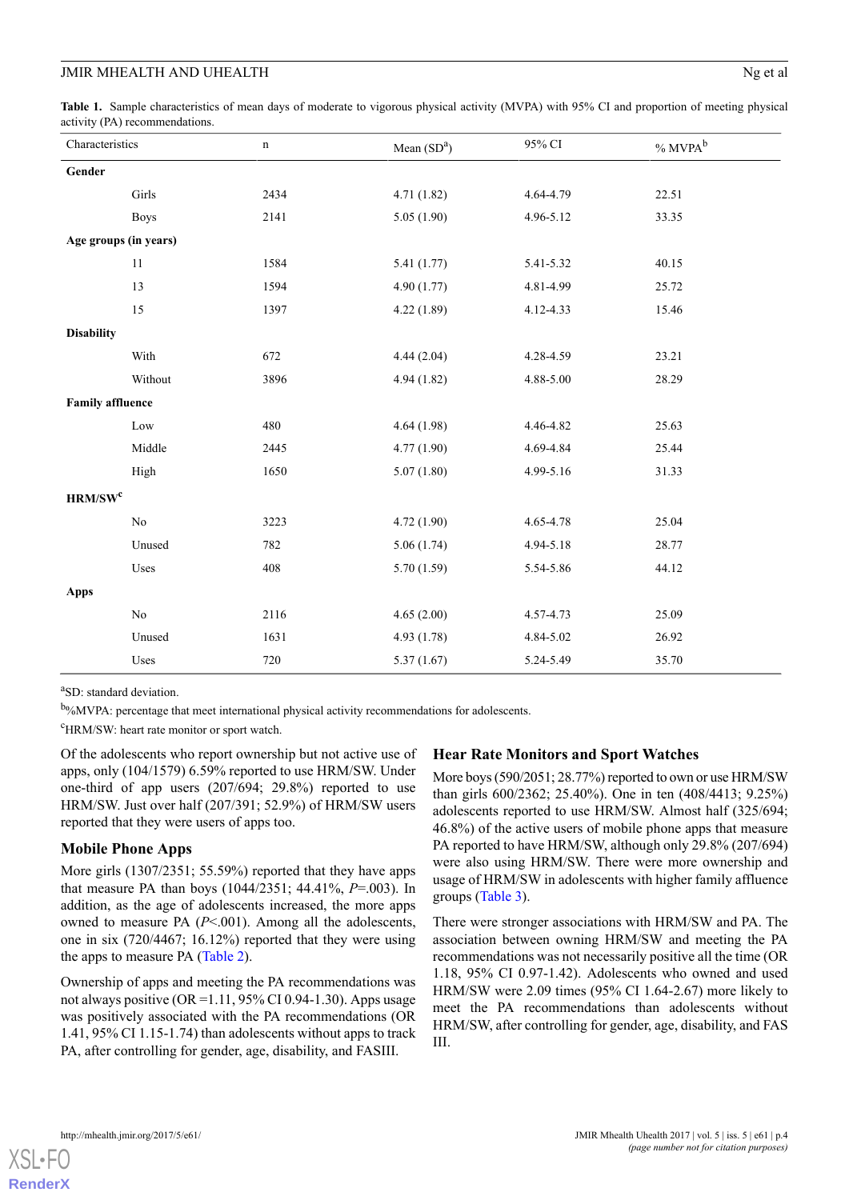**Table 1.** Sample characteristics of mean days of moderate to vigorous physical activity (MVPA) with 95% CI and proportion of meeting physical activity (PA) recommendations.

| Characteristics | n | Mean (SD[a]) | 95% CI | % MVPA[b] |
|---|---|---|---|---|
| **Gender** | | | | |
| Girls | 2434 | 4.71 (1.82) | 4.64-4.79 | 22.51 |
| Boys | 2141 | 5.05 (1.90) | 4.96-5.12 | 33.35 |
| **Age groups (in years)** | | | | |
| 11 | 1584 | 5.41 (1.77) | 5.41-5.32 | 40.15 |
| 13 | 1594 | 4.90 (1.77) | 4.81-4.99 | 25.72 |
| 15 | 1397 | 4.22 (1.89) | 4.12-4.33 | 15.46 |
| **Disability** | | | | |
| With | 672 | 4.44 (2.04) | 4.28-4.59 | 23.21 |
| Without | 3896 | 4.94 (1.82) | 4.88-5.00 | 28.29 |
| **Family affluence** | | | | |
| Low | 480 | 4.64 (1.98) | 4.46-4.82 | 25.63 |
| Middle | 2445 | 4.77 (1.90) | 4.69-4.84 | 25.44 |
| High | 1650 | 5.07 (1.80) | 4.99-5.16 | 31.33 |
| **HRM/SW[c]** | | | | |
| No | 3223 | 4.72 (1.90) | 4.65-4.78 | 25.04 |
| Unused | 782 | 5.06 (1.74) | 4.94-5.18 | 28.77 |
| Uses | 408 | 5.70 (1.59) | 5.54-5.86 | 44.12 |
| **Apps** | | | | |
| No | 2116 | 4.65 (2.00) | 4.57-4.73 | 25.09 |
| Unused | 1631 | 4.93 (1.78) | 4.84-5.02 | 26.92 |
| Uses | 720 | 5.37 (1.67) | 5.24-5.49 | 35.70 |

[a]SD: standard deviation.

[b]%MVPA: percentage that meet international physical activity recommendations for adolescents.

[c]HRM/SW: heart rate monitor or sport watch.

Of the adolescents who report ownership but not active use of apps, only (104/1579) 6.59% reported to use HRM/SW. Under one-third of app users (207/694; 29.8%) reported to use HRM/SW. Just over half (207/391; 52.9%) of HRM/SW users reported that they were users of apps too.

### Mobile Phone Apps

More girls (1307/2351; 55.59%) reported that they have apps that measure PA than boys (1044/2351; 44.41%, $P=.003$). In addition, as the age of adolescents increased, the more apps owned to measure PA ($P<.001$). Among all the adolescents, one in six (720/4467; 16.12%) reported that they were using the apps to measure PA (Table 2).

Ownership of apps and meeting the PA recommendations was not always positive (OR =1.11, 95% CI 0.94-1.30). Apps usage was positively associated with the PA recommendations (OR 1.41, 95% CI 1.15-1.74) than adolescents without apps to track PA, after controlling for gender, age, disability, and FASIII.

### Hear Rate Monitors and Sport Watches

More boys (590/2051; 28.77%) reported to own or use HRM/SW than girls 600/2362; 25.40%). One in ten (408/4413; 9.25%) adolescents reported to use HRM/SW. Almost half (325/694; 46.8%) of the active users of mobile phone apps that measure PA reported to have HRM/SW, although only 29.8% (207/694) were also using HRM/SW. There were more ownership and usage of HRM/SW in adolescents with higher family affluence groups (Table 3).

There were stronger associations with HRM/SW and PA. The association between owning HRM/SW and meeting the PA recommendations was not necessarily positive all the time (OR 1.18, 95% CI 0.97-1.42). Adolescents who owned and used HRM/SW were 2.09 times (95% CI 1.64-2.67) more likely to meet the PA recommendations than adolescents without HRM/SW, after controlling for gender, age, disability, and FAS III.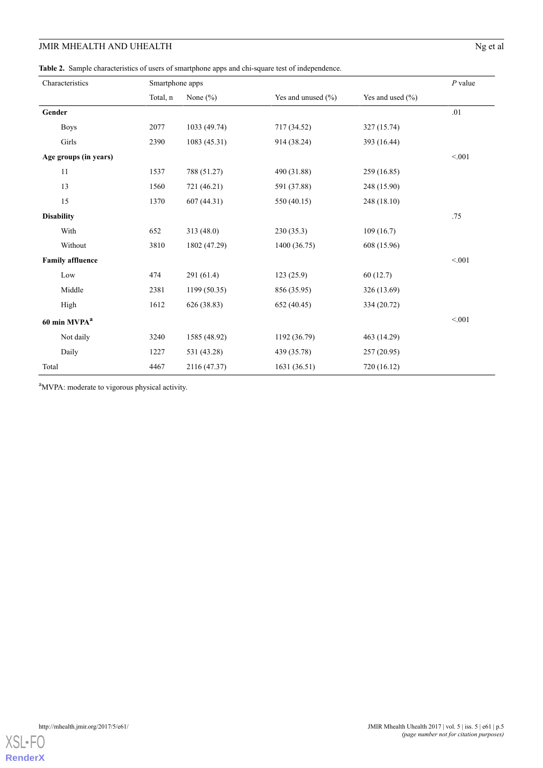**Table 2.** Sample characteristics of users of smartphone apps and chi-square test of independence.

| Characteristics | Smartphone apps | | | | *P* value |
|---|---|---|---|---|---|
| | Total, n | None (%) | Yes and unused (%) | Yes and used (%) | |
| **Gender** | | | | | .01 |
| Boys | 2077 | 1033 (49.74) | 717 (34.52) | 327 (15.74) | |
| Girls | 2390 | 1083 (45.31) | 914 (38.24) | 393 (16.44) | |
| **Age groups (in years)** | | | | | <.001 |
| 11 | 1537 | 788 (51.27) | 490 (31.88) | 259 (16.85) | |
| 13 | 1560 | 721 (46.21) | 591 (37.88) | 248 (15.90) | |
| 15 | 1370 | 607 (44.31) | 550 (40.15) | 248 (18.10) | |
| **Disability** | | | | | .75 |
| With | 652 | 313 (48.0) | 230 (35.3) | 109 (16.7) | |
| Without | 3810 | 1802 (47.29) | 1400 (36.75) | 608 (15.96) | |
| **Family affluence** | | | | | <.001 |
| Low | 474 | 291 (61.4) | 123 (25.9) | 60 (12.7) | |
| Middle | 2381 | 1199 (50.35) | 856 (35.95) | 326 (13.69) | |
| High | 1612 | 626 (38.83) | 652 (40.45) | 334 (20.72) | |
| **60 min MVPA[a]** | | | | | <.001 |
| Not daily | 3240 | 1585 (48.92) | 1192 (36.79) | 463 (14.29) | |
| Daily | 1227 | 531 (43.28) | 439 (35.78) | 257 (20.95) | |
| Total | 4467 | 2116 (47.37) | 1631 (36.51) | 720 (16.12) | |

[a]MVPA: moderate to vigorous physical activity.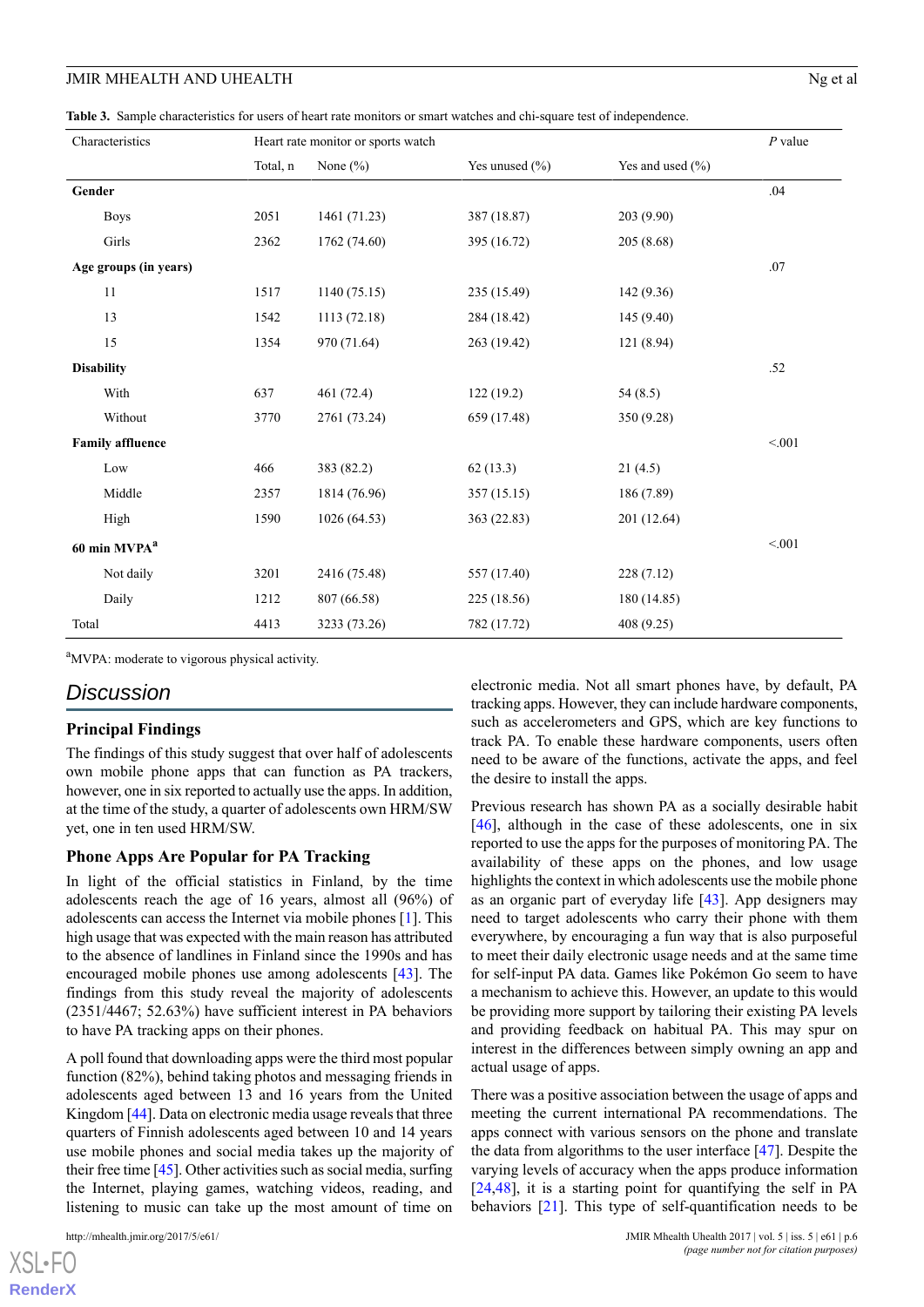**Table 3.** Sample characteristics for users of heart rate monitors or smart watches and chi-square test of independence.

| Characteristics | Heart rate monitor or sports watch | | | | *P* value |
|---|---|---|---|---|---|
| | Total, n | None (%) | Yes unused (%) | Yes and used (%) | |
| **Gender** | | | | | .04 |
| Boys | 2051 | 1461 (71.23) | 387 (18.87) | 203 (9.90) | |
| Girls | 2362 | 1762 (74.60) | 395 (16.72) | 205 (8.68) | |
| **Age groups (in years)** | | | | | .07 |
| 11 | 1517 | 1140 (75.15) | 235 (15.49) | 142 (9.36) | |
| 13 | 1542 | 1113 (72.18) | 284 (18.42) | 145 (9.40) | |
| 15 | 1354 | 970 (71.64) | 263 (19.42) | 121 (8.94) | |
| **Disability** | | | | | .52 |
| With | 637 | 461 (72.4) | 122 (19.2) | 54 (8.5) | |
| Without | 3770 | 2761 (73.24) | 659 (17.48) | 350 (9.28) | |
| **Family affluence** | | | | | <.001 |
| Low | 466 | 383 (82.2) | 62 (13.3) | 21 (4.5) | |
| Middle | 2357 | 1814 (76.96) | 357 (15.15) | 186 (7.89) | |
| High | 1590 | 1026 (64.53) | 363 (22.83) | 201 (12.64) | |
| **60 min MVPA**[a] | | | | | <.001 |
| Not daily | 3201 | 2416 (75.48) | 557 (17.40) | 228 (7.12) | |
| Daily | 1212 | 807 (66.58) | 225 (18.56) | 180 (14.85) | |
| Total | 4413 | 3233 (73.26) | 782 (17.72) | 408 (9.25) | |

[a]MVPA: moderate to vigorous physical activity.

## Discussion

### Principal Findings

The findings of this study suggest that over half of adolescents own mobile phone apps that can function as PA trackers, however, one in six reported to actually use the apps. In addition, at the time of the study, a quarter of adolescents own HRM/SW yet, one in ten used HRM/SW.

### Phone Apps Are Popular for PA Tracking

In light of the official statistics in Finland, by the time adolescents reach the age of 16 years, almost all (96%) of adolescents can access the Internet via mobile phones [1]. This high usage that was expected with the main reason has attributed to the absence of landlines in Finland since the 1990s and has encouraged mobile phones use among adolescents [43]. The findings from this study reveal the majority of adolescents (2351/4467; 52.63%) have sufficient interest in PA behaviors to have PA tracking apps on their phones.

A poll found that downloading apps were the third most popular function (82%), behind taking photos and messaging friends in adolescents aged between 13 and 16 years from the United Kingdom [44]. Data on electronic media usage reveals that three quarters of Finnish adolescents aged between 10 and 14 years use mobile phones and social media takes up the majority of their free time [45]. Other activities such as social media, surfing the Internet, playing games, watching videos, reading, and listening to music can take up the most amount of time on electronic media. Not all smart phones have, by default, PA tracking apps. However, they can include hardware components, such as accelerometers and GPS, which are key functions to track PA. To enable these hardware components, users often need to be aware of the functions, activate the apps, and feel the desire to install the apps.

Previous research has shown PA as a socially desirable habit [46], although in the case of these adolescents, one in six reported to use the apps for the purposes of monitoring PA. The availability of these apps on the phones, and low usage highlights the context in which adolescents use the mobile phone as an organic part of everyday life [43]. App designers may need to target adolescents who carry their phone with them everywhere, by encouraging a fun way that is also purposeful to meet their daily electronic usage needs and at the same time for self-input PA data. Games like Pokémon Go seem to have a mechanism to achieve this. However, an update to this would be providing more support by tailoring their existing PA levels and providing feedback on habitual PA. This may spur on interest in the differences between simply owning an app and actual usage of apps.

There was a positive association between the usage of apps and meeting the current international PA recommendations. The apps connect with various sensors on the phone and translate the data from algorithms to the user interface [47]. Despite the varying levels of accuracy when the apps produce information [24,48], it is a starting point for quantifying the self in PA behaviors [21]. This type of self-quantification needs to be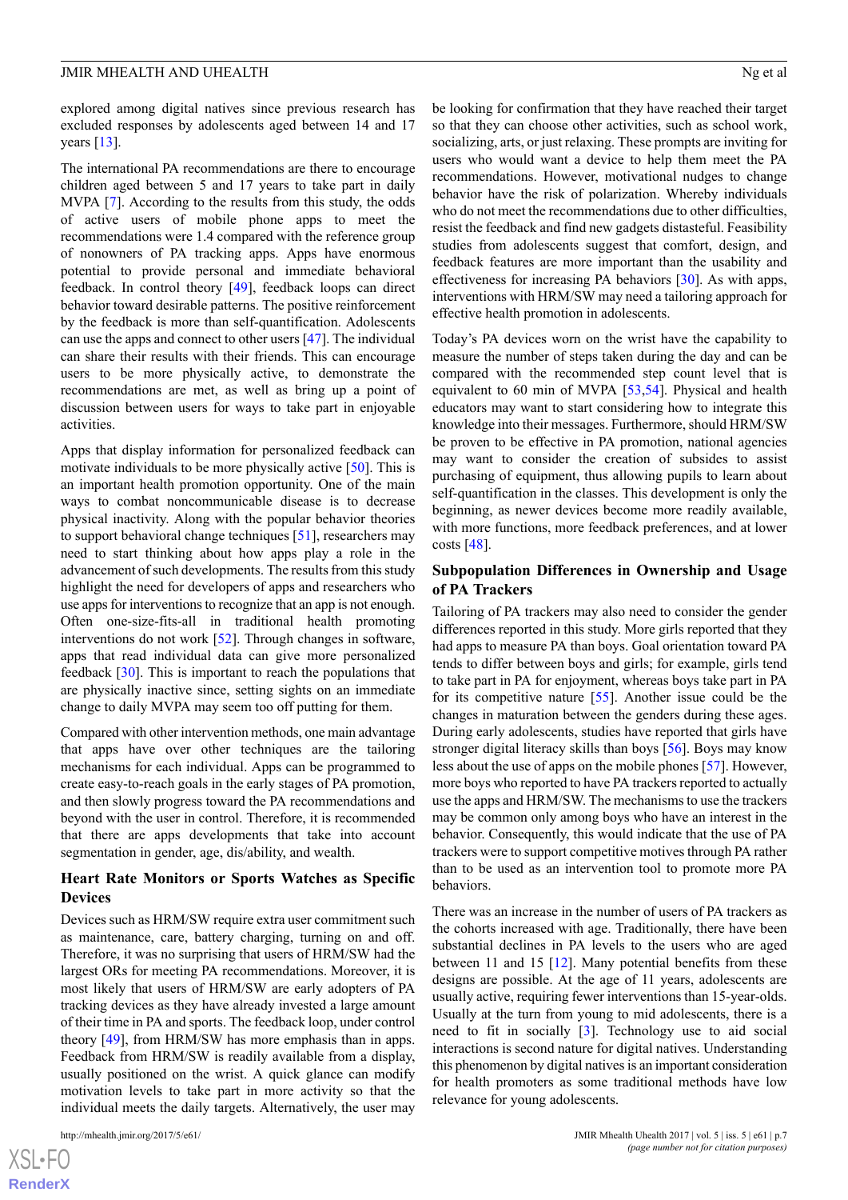explored among digital natives since previous research has excluded responses by adolescents aged between 14 and 17 years [13].

The international PA recommendations are there to encourage children aged between 5 and 17 years to take part in daily MVPA [7]. According to the results from this study, the odds of active users of mobile phone apps to meet the recommendations were 1.4 compared with the reference group of nonowners of PA tracking apps. Apps have enormous potential to provide personal and immediate behavioral feedback. In control theory [49], feedback loops can direct behavior toward desirable patterns. The positive reinforcement by the feedback is more than self-quantification. Adolescents can use the apps and connect to other users [47]. The individual can share their results with their friends. This can encourage users to be more physically active, to demonstrate the recommendations are met, as well as bring up a point of discussion between users for ways to take part in enjoyable activities.

Apps that display information for personalized feedback can motivate individuals to be more physically active [50]. This is an important health promotion opportunity. One of the main ways to combat noncommunicable disease is to decrease physical inactivity. Along with the popular behavior theories to support behavioral change techniques [51], researchers may need to start thinking about how apps play a role in the advancement of such developments. The results from this study highlight the need for developers of apps and researchers who use apps for interventions to recognize that an app is not enough. Often one-size-fits-all in traditional health promoting interventions do not work [52]. Through changes in software, apps that read individual data can give more personalized feedback [30]. This is important to reach the populations that are physically inactive since, setting sights on an immediate change to daily MVPA may seem too off putting for them.

Compared with other intervention methods, one main advantage that apps have over other techniques are the tailoring mechanisms for each individual. Apps can be programmed to create easy-to-reach goals in the early stages of PA promotion, and then slowly progress toward the PA recommendations and beyond with the user in control. Therefore, it is recommended that there are apps developments that take into account segmentation in gender, age, disability/ability, and wealth.

## Heart Rate Monitors or Sports Watches as Specific Devices

Devices such as HRM/SW require extra user commitment such as maintenance, care, battery charging, turning on and off. Therefore, it was no surprising that users of HRM/SW had the largest ORs for meeting PA recommendations. Moreover, it is most likely that users of HRM/SW are early adopters of PA tracking devices as they have already invested a large amount of their time in PA and sports. The feedback loop, under control theory [49], from HRM/SW has more emphasis than in apps. Feedback from HRM/SW is readily available from a display, usually positioned on the wrist. A quick glance can modify motivation levels to take part in more activity so that the individual meets the daily targets. Alternatively, the user may be looking for confirmation that they have reached their target so that they can choose other activities, such as school work, socializing, arts, or just relaxing. These prompts are inviting for users who would want a device to help them meet the PA recommendations. However, motivational nudges to change behavior have the risk of polarization. Whereby individuals who do not meet the recommendations due to other difficulties, resist the feedback and find new gadgets distasteful. Feasibility studies from adolescents suggest that comfort, design, and feedback features are more important than the usability and effectiveness for increasing PA behaviors [30]. As with apps, interventions with HRM/SW may need a tailoring approach for effective health promotion in adolescents.

Today's PA devices worn on the wrist have the capability to measure the number of steps taken during the day and can be compared with the recommended step count level that is equivalent to 60 min of MVPA [53,54]. Physical and health educators may want to start considering how to integrate this knowledge into their messages. Furthermore, should HRM/SW be proven to be effective in PA promotion, national agencies may want to consider the creation of subsides to assist purchasing of equipment, thus allowing pupils to learn about self-quantification in the classes. This development is only the beginning, as newer devices become more readily available, with more functions, more feedback preferences, and at lower costs [48].

## Subpopulation Differences in Ownership and Usage of PA Trackers

Tailoring of PA trackers may also need to consider the gender differences reported in this study. More girls reported that they had apps to measure PA than boys. Goal orientation toward PA tends to differ between boys and girls; for example, girls tend to take part in PA for enjoyment, whereas boys take part in PA for its competitive nature [55]. Another issue could be the changes in maturation between the genders during these ages. During early adolescents, studies have reported that girls have stronger digital literacy skills than boys [56]. Boys may know less about the use of apps on the mobile phones [57]. However, more boys who reported to have PA trackers reported to actually use the apps and HRM/SW. The mechanisms to use the trackers may be common only among boys who have an interest in the behavior. Consequently, this would indicate that the use of PA trackers were to support competitive motives through PA rather than to be used as an intervention tool to promote more PA behaviors.

There was an increase in the number of users of PA trackers as the cohorts increased with age. Traditionally, there have been substantial declines in PA levels to the users who are aged between 11 and 15 [12]. Many potential benefits from these designs are possible. At the age of 11 years, adolescents are usually active, requiring fewer interventions than 15-year-olds. Usually at the turn from young to mid adolescents, there is a need to fit in socially [3]. Technology use to aid social interactions is second nature for digital natives. Understanding this phenomenon by digital natives is an important consideration for health promoters as some traditional methods have low relevance for young adolescents.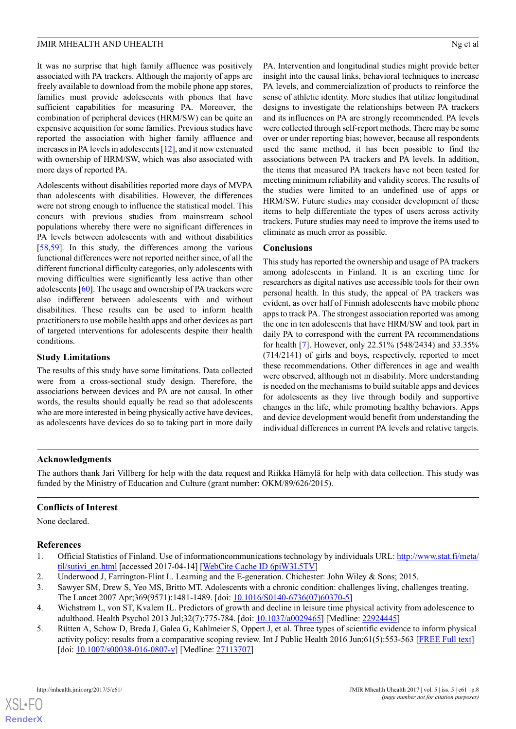It was no surprise that high family affluence was positively associated with PA trackers. Although the majority of apps are freely available to download from the mobile phone app stores, families must provide adolescents with phones that have sufficient capabilities for measuring PA. Moreover, the combination of peripheral devices (HRM/SW) can be quite an expensive acquisition for some families. Previous studies have reported the association with higher family affluence and increases in PA levels in adolescents [12], and it now extenuated with ownership of HRM/SW, which was also associated with more days of reported PA.

Adolescents without disabilities reported more days of MVPA than adolescents with disabilities. However, the differences were not strong enough to influence the statistical model. This concurs with previous studies from mainstream school populations whereby there were no significant differences in PA levels between adolescents with and without disabilities [58,59]. In this study, the differences among the various functional differences were not reported neither since, of all the different functional difficulty categories, only adolescents with moving difficulties were significantly less active than other adolescents [60]. The usage and ownership of PA trackers were also indifferent between adolescents with and without disabilities. These results can be used to inform health practitioners to use mobile health apps and other devices as part of targeted interventions for adolescents despite their health conditions.

### Study Limitations

The results of this study have some limitations. Data collected were from a cross-sectional study design. Therefore, the associations between devices and PA are not causal. In other words, the results should equally be read so that adolescents who are more interested in being physically active have devices, as adolescents have devices do so to taking part in more daily PA. Intervention and longitudinal studies might provide better insight into the causal links, behavioral techniques to increase PA levels, and commercialization of products to reinforce the sense of athletic identity. More studies that utilize longitudinal designs to investigate the relationships between PA trackers and its influences on PA are strongly recommended. PA levels were collected through self-report methods. There may be some over or under reporting bias; however, because all respondents used the same method, it has been possible to find the associations between PA trackers and PA levels. In addition, the items that measured PA trackers have not been tested for meeting minimum reliability and validity scores. The results of the studies were limited to an undefined use of apps or HRM/SW. Future studies may consider development of these items to help differentiate the types of users across activity trackers. Future studies may need to improve the items used to eliminate as much error as possible.

### Conclusions

This study has reported the ownership and usage of PA trackers among adolescents in Finland. It is an exciting time for researchers as digital natives use accessible tools for their own personal health. In this study, the appeal of PA trackers was evident, as over half of Finnish adolescents have mobile phone apps to track PA. The strongest association reported was among the one in ten adolescents that have HRM/SW and took part in daily PA to correspond with the current PA recommendations for health [7]. However, only 22.51% (548/2434) and 33.35% (714/2141) of girls and boys, respectively, reported to meet these recommendations. Other differences in age and wealth were observed, although not in disability. More understanding is needed on the mechanisms to build suitable apps and devices for adolescents as they live through bodily and supportive changes in the life, while promoting healthy behaviors. Apps and device development would benefit from understanding the individual differences in current PA levels and relative targets.

## Acknowledgments

The authors thank Jari Villberg for help with the data request and Riikka Hämylä for help with data collection. This study was funded by the Ministry of Education and Culture (grant number: OKM/89/626/2015).

## Conflicts of Interest

None declared.

## References

1. Official Statistics of Finland. Use of informationcommunications technology by individuals URL: http://www.stat.fi/meta/til/sutivi_en.html [accessed 2017-04-14] [WebCite Cache ID 6piW3L5TV]
2. Underwood J, Farrington-Flint L. Learning and the E-generation. Chichester: John Wiley & Sons; 2015.
3. Sawyer SM, Drew S, Yeo MS, Britto MT. Adolescents with a chronic condition: challenges living, challenges treating. The Lancet 2007 Apr;369(9571):1481-1489. [doi: 10.1016/S0140-6736(07)60370-5]
4. Wichstrøm L, von ST, Kvalem IL. Predictors of growth and decline in leisure time physical activity from adolescence to adulthood. Health Psychol 2013 Jul;32(7):775-784. [doi: 10.1037/a0029465] [Medline: 22924445]
5. Rütten A, Schow D, Breda J, Galea G, Kahlmeier S, Oppert J, et al. Three types of scientific evidence to inform physical activity policy: results from a comparative scoping review. Int J Public Health 2016 Jun;61(5):553-563 [FREE Full text] [doi: 10.1007/s00038-016-0807-y] [Medline: 27113707]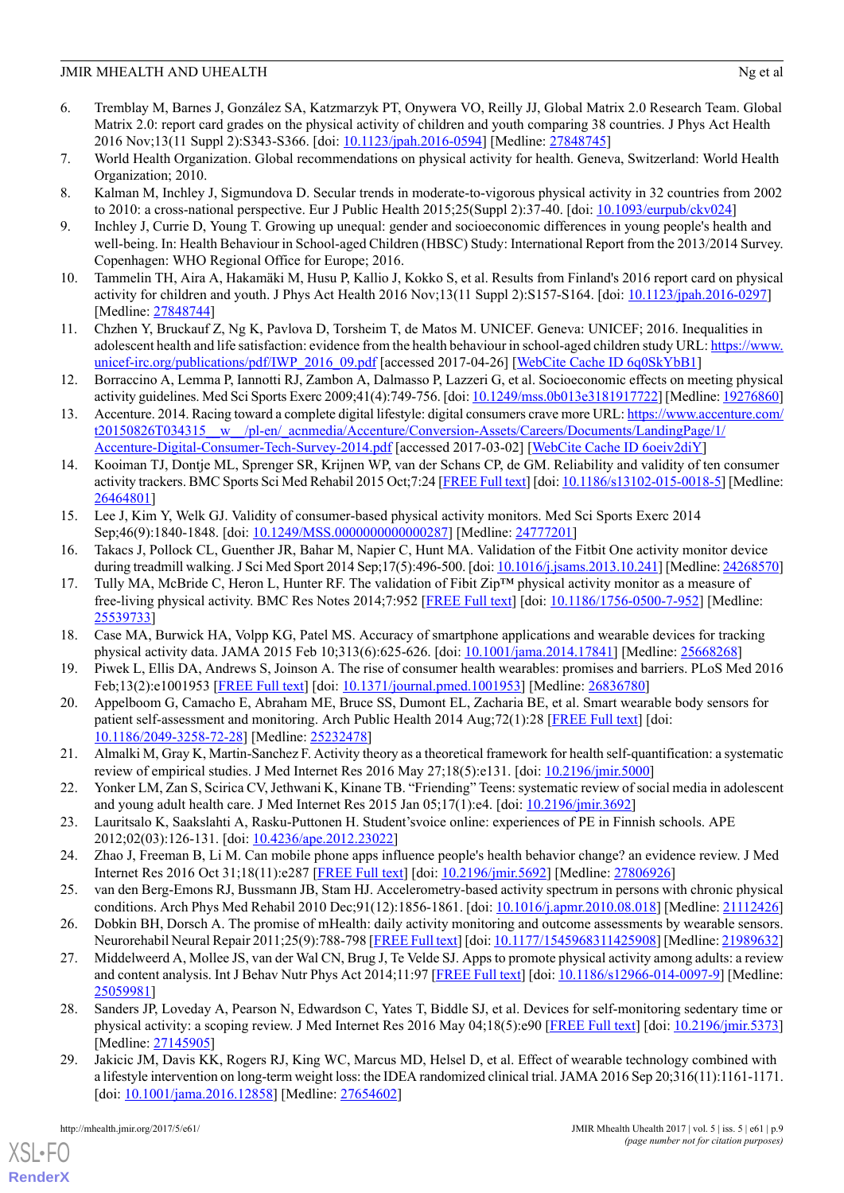6. Tremblay M, Barnes J, González SA, Katzmarzyk PT, Onywera VO, Reilly JJ, Global Matrix 2.0 Research Team. Global Matrix 2.0: report card grades on the physical activity of children and youth comparing 38 countries. J Phys Act Health 2016 Nov;13(11 Suppl 2):S343-S366. [doi: 10.1123/jpah.2016-0594] [Medline: 27848745]
7. World Health Organization. Global recommendations on physical activity for health. Geneva, Switzerland: World Health Organization; 2010.
8. Kalman M, Inchley J, Sigmundova D. Secular trends in moderate-to-vigorous physical activity in 32 countries from 2002 to 2010: a cross-national perspective. Eur J Public Health 2015;25(Suppl 2):37-40. [doi: 10.1093/eurpub/ckv024]
9. Inchley J, Currie D, Young T. Growing up unequal: gender and socioeconomic differences in young people's health and well-being. In: Health Behaviour in School-aged Children (HBSC) Study: International Report from the 2013/2014 Survey. Copenhagen: WHO Regional Office for Europe; 2016.
10. Tammelin TH, Aira A, Hakamäki M, Husu P, Kallio J, Kokko S, et al. Results from Finland's 2016 report card on physical activity for children and youth. J Phys Act Health 2016 Nov;13(11 Suppl 2):S157-S164. [doi: 10.1123/jpah.2016-0297] [Medline: 27848744]
11. Chzhen Y, Bruckauf Z, Ng K, Pavlova D, Torsheim T, de Matos M. UNICEF. Geneva: UNICEF; 2016. Inequalities in adolescent health and life satisfaction: evidence from the health behaviour in school-aged children study URL: https://www.unicef-irc.org/publications/pdf/IWP_2016_09.pdf [accessed 2017-04-26] [WebCite Cache ID 6q0SkYbB1]
12. Borraccino A, Lemma P, Iannotti RJ, Zambon A, Dalmasso P, Lazzeri G, et al. Socioeconomic effects on meeting physical activity guidelines. Med Sci Sports Exerc 2009;41(4):749-756. [doi: 10.1249/mss.0b013e3181917722] [Medline: 19276860]
13. Accenture. 2014. Racing toward a complete digital lifestyle: digital consumers crave more URL: https://www.accenture.com/t20150826T034315__w__/pl-en/_acnmedia/Accenture/Conversion-Assets/Careers/Documents/LandingPage/1/Accenture-Digital-Consumer-Tech-Survey-2014.pdf [accessed 2017-03-02] [WebCite Cache ID 6oeiv2diY]
14. Kooiman TJ, Dontje ML, Sprenger SR, Krijnen WP, van der Schans CP, de GM. Reliability and validity of ten consumer activity trackers. BMC Sports Sci Med Rehabil 2015 Oct;7:24 [FREE Full text] [doi: 10.1186/s13102-015-0018-5] [Medline: 26464801]
15. Lee J, Kim Y, Welk GJ. Validity of consumer-based physical activity monitors. Med Sci Sports Exerc 2014 Sep;46(9):1840-1848. [doi: 10.1249/MSS.0000000000000287] [Medline: 24777201]
16. Takacs J, Pollock CL, Guenther JR, Bahar M, Napier C, Hunt MA. Validation of the Fitbit One activity monitor device during treadmill walking. J Sci Med Sport 2014 Sep;17(5):496-500. [doi: 10.1016/j.jsams.2013.10.241] [Medline: 24268570]
17. Tully MA, McBride C, Heron L, Hunter RF. The validation of Fibit Zip™ physical activity monitor as a measure of free-living physical activity. BMC Res Notes 2014;7:952 [FREE Full text] [doi: 10.1186/1756-0500-7-952] [Medline: 25539733]
18. Case MA, Burwick HA, Volpp KG, Patel MS. Accuracy of smartphone applications and wearable devices for tracking physical activity data. JAMA 2015 Feb 10;313(6):625-626. [doi: 10.1001/jama.2014.17841] [Medline: 25668268]
19. Piwek L, Ellis DA, Andrews S, Joinson A. The rise of consumer health wearables: promises and barriers. PLoS Med 2016 Feb;13(2):e1001953 [FREE Full text] [doi: 10.1371/journal.pmed.1001953] [Medline: 26836780]
20. Appelboom G, Camacho E, Abraham ME, Bruce SS, Dumont EL, Zacharia BE, et al. Smart wearable body sensors for patient self-assessment and monitoring. Arch Public Health 2014 Aug;72(1):28 [FREE Full text] [doi: 10.1186/2049-3258-72-28] [Medline: 25232478]
21. Almalki M, Gray K, Martin-Sanchez F. Activity theory as a theoretical framework for health self-quantification: a systematic review of empirical studies. J Med Internet Res 2016 May 27;18(5):e131. [doi: 10.2196/jmir.5000]
22. Yonker LM, Zan S, Scirica CV, Jethwani K, Kinane TB. "Friending" Teens: systematic review of social media in adolescent and young adult health care. J Med Internet Res 2015 Jan 05;17(1):e4. [doi: 10.2196/jmir.3692]
23. Lauritsalo K, Saakslahti A, Rasku-Puttonen H. Student'svoice online: experiences of PE in Finnish schools. APE 2012;02(03):126-131. [doi: 10.4236/ape.2012.23022]
24. Zhao J, Freeman B, Li M. Can mobile phone apps influence people's health behavior change? an evidence review. J Med Internet Res 2016 Oct 31;18(11):e287 [FREE Full text] [doi: 10.2196/jmir.5692] [Medline: 27806926]
25. van den Berg-Emons RJ, Bussmann JB, Stam HJ. Accelerometry-based activity spectrum in persons with chronic physical conditions. Arch Phys Med Rehabil 2010 Dec;91(12):1856-1861. [doi: 10.1016/j.apmr.2010.08.018] [Medline: 21112426]
26. Dobkin BH, Dorsch A. The promise of mHealth: daily activity monitoring and outcome assessments by wearable sensors. Neurorehabil Neural Repair 2011;25(9):788-798 [FREE Full text] [doi: 10.1177/1545968311425908] [Medline: 21989632]
27. Middelweerd A, Mollee JS, van der Wal CN, Brug J, Te Velde SJ. Apps to promote physical activity among adults: a review and content analysis. Int J Behav Nutr Phys Act 2014;11:97 [FREE Full text] [doi: 10.1186/s12966-014-0097-9] [Medline: 25059981]
28. Sanders JP, Loveday A, Pearson N, Edwardson C, Yates T, Biddle SJ, et al. Devices for self-monitoring sedentary time or physical activity: a scoping review. J Med Internet Res 2016 May 04;18(5):e90 [FREE Full text] [doi: 10.2196/jmir.5373] [Medline: 27145905]
29. Jakicic JM, Davis KK, Rogers RJ, King WC, Marcus MD, Helsel D, et al. Effect of wearable technology combined with a lifestyle intervention on long-term weight loss: the IDEA randomized clinical trial. JAMA 2016 Sep 20;316(11):1161-1171. [doi: 10.1001/jama.2016.12858] [Medline: 27654602]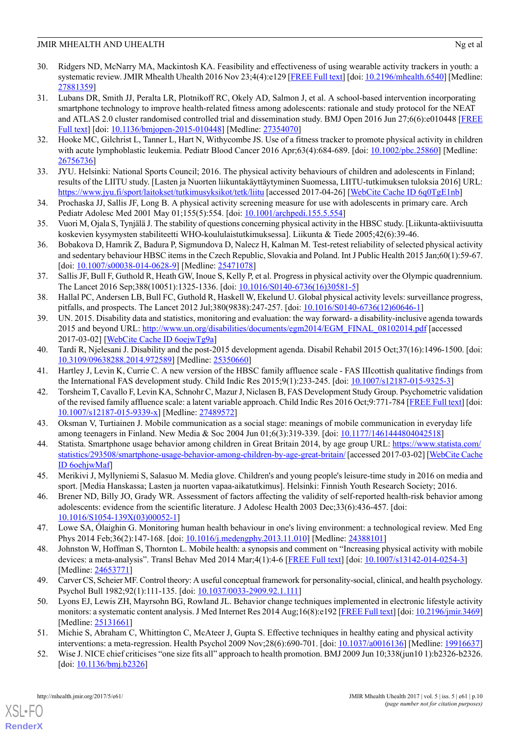30. Ridgers ND, McNarry MA, Mackintosh KA. Feasibility and effectiveness of using wearable activity trackers in youth: a systematic review. JMIR Mhealth Uhealth 2016 Nov 23;4(4):e129 [FREE Full text] [doi: 10.2196/mhealth.6540] [Medline: 27881359]
31. Lubans DR, Smith JJ, Peralta LR, Plotnikoff RC, Okely AD, Salmon J, et al. A school-based intervention incorporating smartphone technology to improve health-related fitness among adolescents: rationale and study protocol for the NEAT and ATLAS 2.0 cluster randomised controlled trial and dissemination study. BMJ Open 2016 Jun 27;6(6):e010448 [FREE Full text] [doi: 10.1136/bmjopen-2015-010448] [Medline: 27354070]
32. Hooke MC, Gilchrist L, Tanner L, Hart N, Withycombe JS. Use of a fitness tracker to promote physical activity in children with acute lymphoblastic leukemia. Pediatr Blood Cancer 2016 Apr;63(4):684-689. [doi: 10.1002/pbc.25860] [Medline: 26756736]
33. JYU. Helsinki: National Sports Council; 2016. The physical activity behaviours of children and adolescents in Finland; results of the LIITU study. [Lasten ja Nuorten liikuntakäyttäytyminen Suomessa, LIITU-tutkimuksen tuloksia 2016] URL: https://www.jyu.fi/sport/laitokset/tutkimusyksikot/tetk/liitu [accessed 2017-04-26] [WebCite Cache ID 6q0TgE1nb]
34. Prochaska JJ, Sallis JF, Long B. A physical activity screening measure for use with adolescents in primary care. Arch Pediatr Adolesc Med 2001 May 01;155(5):554. [doi: 10.1001/archpedi.155.5.554]
35. Vuori M, Ojala S, Tynjälä J. The stability of questions concerning physical activity in the HBSC study. [Liikunta-aktiivisuutta koskevien kysymysten stabiliteetti WHO-koululaistutkimuksessa]. Liikunta & Tiede 2005;42(6):39-46.
36. Bobakova D, Hamrik Z, Badura P, Sigmundova D, Nalecz H, Kalman M. Test-retest reliability of selected physical activity and sedentary behaviour HBSC items in the Czech Republic, Slovakia and Poland. Int J Public Health 2015 Jan;60(1):59-67. [doi: 10.1007/s00038-014-0628-9] [Medline: 25471078]
37. Sallis JF, Bull F, Guthold R, Heath GW, Inoue S, Kelly P, et al. Progress in physical activity over the Olympic quadrennium. The Lancet 2016 Sep;388(10051):1325-1336. [doi: 10.1016/S0140-6736(16)30581-5]
38. Hallal PC, Andersen LB, Bull FC, Guthold R, Haskell W, Ekelund U. Global physical activity levels: surveillance progress, pitfalls, and prospects. The Lancet 2012 Jul;380(9838):247-257. [doi: 10.1016/S0140-6736(12)60646-1]
39. UN. 2015. Disability data and statistics, monitoring and evaluation: the way forward- a disability-inclusive agenda towards 2015 and beyond URL: http://www.un.org/disabilities/documents/egm2014/EGM_FINAL_08102014.pdf [accessed 2017-03-02] [WebCite Cache ID 6oejwTg9a]
40. Tardi R, Njelesani J. Disability and the post-2015 development agenda. Disabil Rehabil 2015 Oct;37(16):1496-1500. [doi: 10.3109/09638288.2014.972589] [Medline: 25350660]
41. Hartley J, Levin K, Currie C. A new version of the HBSC family affluence scale - FAS IIIcottish qualitative findings from the International FAS development study. Child Indic Res 2015;9(1):233-245. [doi: 10.1007/s12187-015-9325-3]
42. Torsheim T, Cavallo F, Levin KA, Schnohr C, Mazur J, Niclasen B, FAS Development Study Group. Psychometric validation of the revised family affluence scale: a latent variable approach. Child Indic Res 2016 Oct;9:771-784 [FREE Full text] [doi: 10.1007/s12187-015-9339-x] [Medline: 27489572]
43. Oksman V, Turtiainen J. Mobile communication as a social stage: meanings of mobile communication in everyday life among teenagers in Finland. New Media & Soc 2004 Jun 01;6(3):319-339. [doi: 10.1177/1461444804042518]
44. Statista. Smartphone usage behavior among children in Great Britain 2014, by age group URL: https://www.statista.com/statistics/293508/smartphone-usage-behavior-among-children-by-age-great-britain/ [accessed 2017-03-02] [WebCite Cache ID 6oehjwMaf]
45. Merikivi J, Myllyniemi S, Salasuo M. Media glove. Children's and young people's leisure-time study in 2016 on media and sport. [Media Hanskassa; Lasten ja nuorten vapaa-aikatutkimus]. Helsinki: Finnish Youth Research Society; 2016.
46. Brener ND, Billy JO, Grady WR. Assessment of factors affecting the validity of self-reported health-risk behavior among adolescents: evidence from the scientific literature. J Adolesc Health 2003 Dec;33(6):436-457. [doi: 10.1016/S1054-139X(03)00052-1]
47. Lowe SA, Ólaighin G. Monitoring human health behaviour in one's living environment: a technological review. Med Eng Phys 2014 Feb;36(2):147-168. [doi: 10.1016/j.medengphy.2013.11.010] [Medline: 24388101]
48. Johnston W, Hoffman S, Thornton L. Mobile health: a synopsis and comment on "Increasing physical activity with mobile devices: a meta-analysis". Transl Behav Med 2014 Mar;4(1):4-6 [FREE Full text] [doi: 10.1007/s13142-014-0254-3] [Medline: 24653771]
49. Carver CS, Scheier MF. Control theory: A useful conceptual framework for personality-social, clinical, and health psychology. Psychol Bull 1982;92(1):111-135. [doi: 10.1037/0033-2909.92.1.111]
50. Lyons EJ, Lewis ZH, Mayrsohn BG, Rowland JL. Behavior change techniques implemented in electronic lifestyle activity monitors: a systematic content analysis. J Med Internet Res 2014 Aug;16(8):e192 [FREE Full text] [doi: 10.2196/jmir.3469] [Medline: 25131661]
51. Michie S, Abraham C, Whittington C, McAteer J, Gupta S. Effective techniques in healthy eating and physical activity interventions: a meta-regression. Health Psychol 2009 Nov;28(6):690-701. [doi: 10.1037/a0016136] [Medline: 19916637]
52. Wise J. NICE chief criticises "one size fits all" approach to health promotion. BMJ 2009 Jun 10;338(jun10 1):b2326-b2326. [doi: 10.1136/bmj.b2326]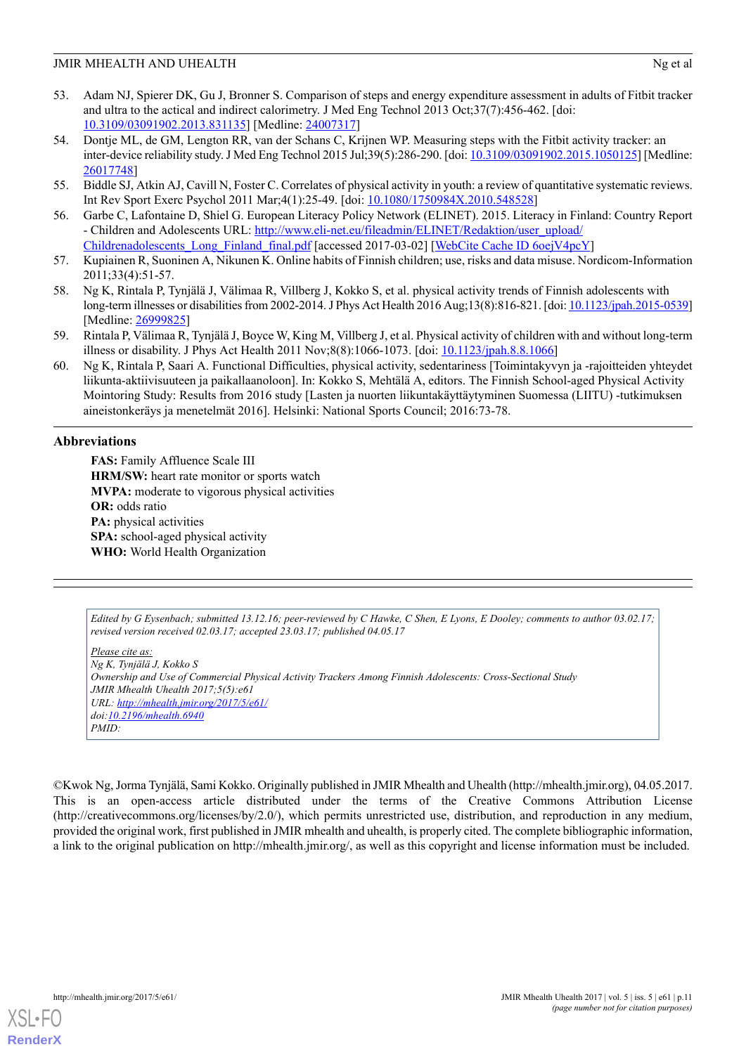53. Adam NJ, Spierer DK, Gu J, Bronner S. Comparison of steps and energy expenditure assessment in adults of Fitbit tracker and ultra to the actical and indirect calorimetry. J Med Eng Technol 2013 Oct;37(7):456-462. [doi: 10.3109/03091902.2013.831135] [Medline: 24007317]
54. Dontje ML, de GM, Lengton RR, van der Schans C, Krijnen WP. Measuring steps with the Fitbit activity tracker: an inter-device reliability study. J Med Eng Technol 2015 Jul;39(5):286-290. [doi: 10.3109/03091902.2015.1050125] [Medline: 26017748]
55. Biddle SJ, Atkin AJ, Cavill N, Foster C. Correlates of physical activity in youth: a review of quantitative systematic reviews. Int Rev Sport Exerc Psychol 2011 Mar;4(1):25-49. [doi: 10.1080/1750984X.2010.548528]
56. Garbe C, Lafontaine D, Shiel G. European Literacy Policy Network (ELINET). 2015. Literacy in Finland: Country Report - Children and Adolescents URL: http://www.eli-net.eu/fileadmin/ELINET/Redaktion/user_upload/Childrenadolescents_Long_Finland_final.pdf [accessed 2017-03-02] [WebCite Cache ID 6oejV4pcY]
57. Kupiainen R, Suoninen A, Nikunen K. Online habits of Finnish children; use, risks and data misuse. Nordicom-Information 2011;33(4):51-57.
58. Ng K, Rintala P, Tynjälä J, Välimaa R, Villberg J, Kokko S, et al. physical activity trends of Finnish adolescents with long-term illnesses or disabilities from 2002-2014. J Phys Act Health 2016 Aug;13(8):816-821. [doi: 10.1123/jpah.2015-0539] [Medline: 26999825]
59. Rintala P, Välimaa R, Tynjälä J, Boyce W, King M, Villberg J, et al. Physical activity of children with and without long-term illness or disability. J Phys Act Health 2011 Nov;8(8):1066-1073. [doi: 10.1123/jpah.8.8.1066]
60. Ng K, Rintala P, Saari A. Functional Difficulties, physical activity, sedentariness [Toimintakyvyn ja -rajoitteiden yhteydet liikunta-aktiivisuuteen ja paikallaanoloon]. In: Kokko S, Mehtälä A, editors. The Finnish School-aged Physical Activity Mointoring Study: Results from 2016 study [Lasten ja nuorten liikuntakäyttäytyminen Suomessa (LIITU) -tutkimuksen aineistonkeräys ja menetelmät 2016]. Helsinki: National Sports Council; 2016:73-78.

## Abbreviations

**FAS:** Family Affluence Scale III
**HRM/SW:** heart rate monitor or sports watch
**MVPA:** moderate to vigorous physical activities
**OR:** odds ratio
**PA:** physical activities
**SPA:** school-aged physical activity
**WHO:** World Health Organization

*Edited by G Eysenbach; submitted 13.12.16; peer-reviewed by C Hawke, C Shen, E Lyons, E Dooley; comments to author 03.02.17; revised version received 02.03.17; accepted 23.03.17; published 04.05.17*

*Please cite as:*
*Ng K, Tynjälä J, Kokko S*
*Ownership and Use of Commercial Physical Activity Trackers Among Finnish Adolescents: Cross-Sectional Study*
*JMIR Mhealth Uhealth 2017;5(5):e61*
*URL: http://mhealth.jmir.org/2017/5/e61/*
*doi:10.2196/mhealth.6940*
*PMID:*

©Kwok Ng, Jorma Tynjälä, Sami Kokko. Originally published in JMIR Mhealth and Uhealth (http://mhealth.jmir.org), 04.05.2017. This is an open-access article distributed under the terms of the Creative Commons Attribution License (http://creativecommons.org/licenses/by/2.0/), which permits unrestricted use, distribution, and reproduction in any medium, provided the original work, first published in JMIR mhealth and uhealth, is properly cited. The complete bibliographic information, a link to the original publication on http://mhealth.jmir.org/, as well as this copyright and license information must be included.